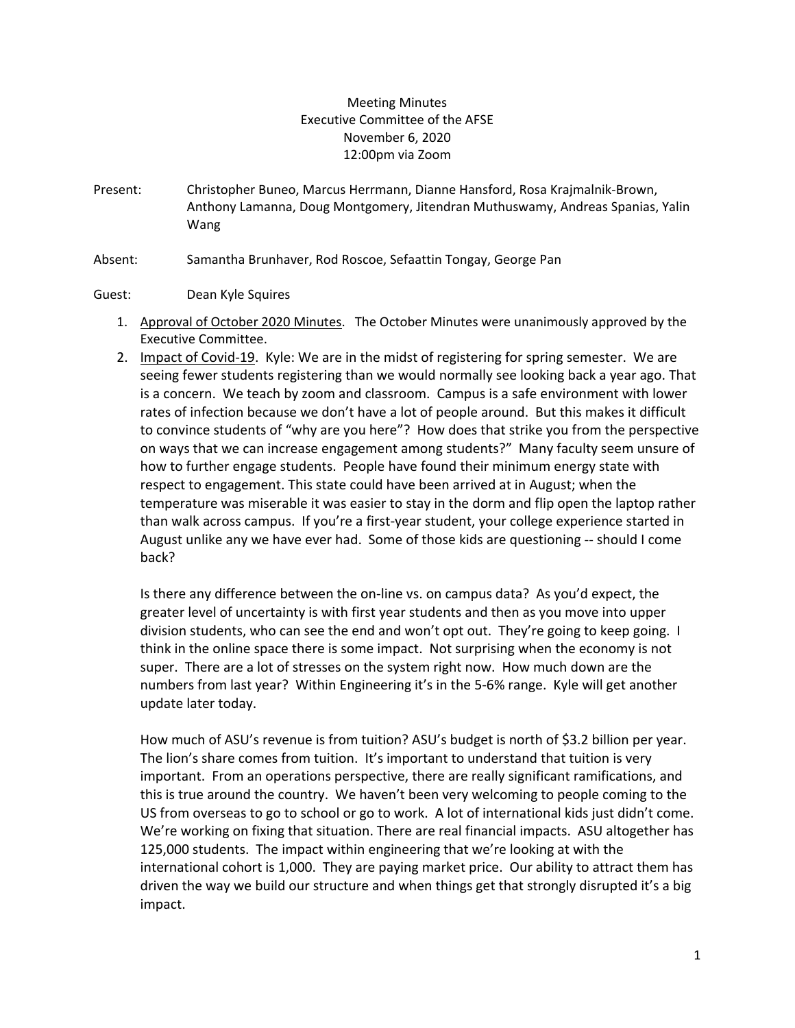Meeting Minutes
Executive Committee of the AFSE
November 6, 2020
12:00pm via Zoom

Present: Christopher Buneo, Marcus Herrmann, Dianne Hansford, Rosa Krajmalnik-Brown, Anthony Lamanna, Doug Montgomery, Jitendran Muthuswamy, Andreas Spanias, Yalin Wang

Absent: Samantha Brunhaver, Rod Roscoe, Sefaattin Tongay, George Pan

Guest: Dean Kyle Squires

1. Approval of October 2020 Minutes. The October Minutes were unanimously approved by the Executive Committee.
2. Impact of Covid-19. Kyle: We are in the midst of registering for spring semester. We are seeing fewer students registering than we would normally see looking back a year ago. That is a concern. We teach by zoom and classroom. Campus is a safe environment with lower rates of infection because we don't have a lot of people around. But this makes it difficult to convince students of "why are you here"? How does that strike you from the perspective on ways that we can increase engagement among students?" Many faculty seem unsure of how to further engage students. People have found their minimum energy state with respect to engagement. This state could have been arrived at in August; when the temperature was miserable it was easier to stay in the dorm and flip open the laptop rather than walk across campus. If you're a first-year student, your college experience started in August unlike any we have ever had. Some of those kids are questioning -- should I come back?

   Is there any difference between the on-line vs. on campus data? As you'd expect, the greater level of uncertainty is with first year students and then as you move into upper division students, who can see the end and won't opt out. They're going to keep going. I think in the online space there is some impact. Not surprising when the economy is not super. There are a lot of stresses on the system right now. How much down are the numbers from last year? Within Engineering it's in the 5-6% range. Kyle will get another update later today.

   How much of ASU's revenue is from tuition? ASU's budget is north of $3.2 billion per year. The lion's share comes from tuition. It's important to understand that tuition is very important. From an operations perspective, there are really significant ramifications, and this is true around the country. We haven't been very welcoming to people coming to the US from overseas to go to school or go to work. A lot of international kids just didn't come. We're working on fixing that situation. There are real financial impacts. ASU altogether has 125,000 students. The impact within engineering that we're looking at with the international cohort is 1,000. They are paying market price. Our ability to attract them has driven the way we build our structure and when things get that strongly disrupted it's a big impact.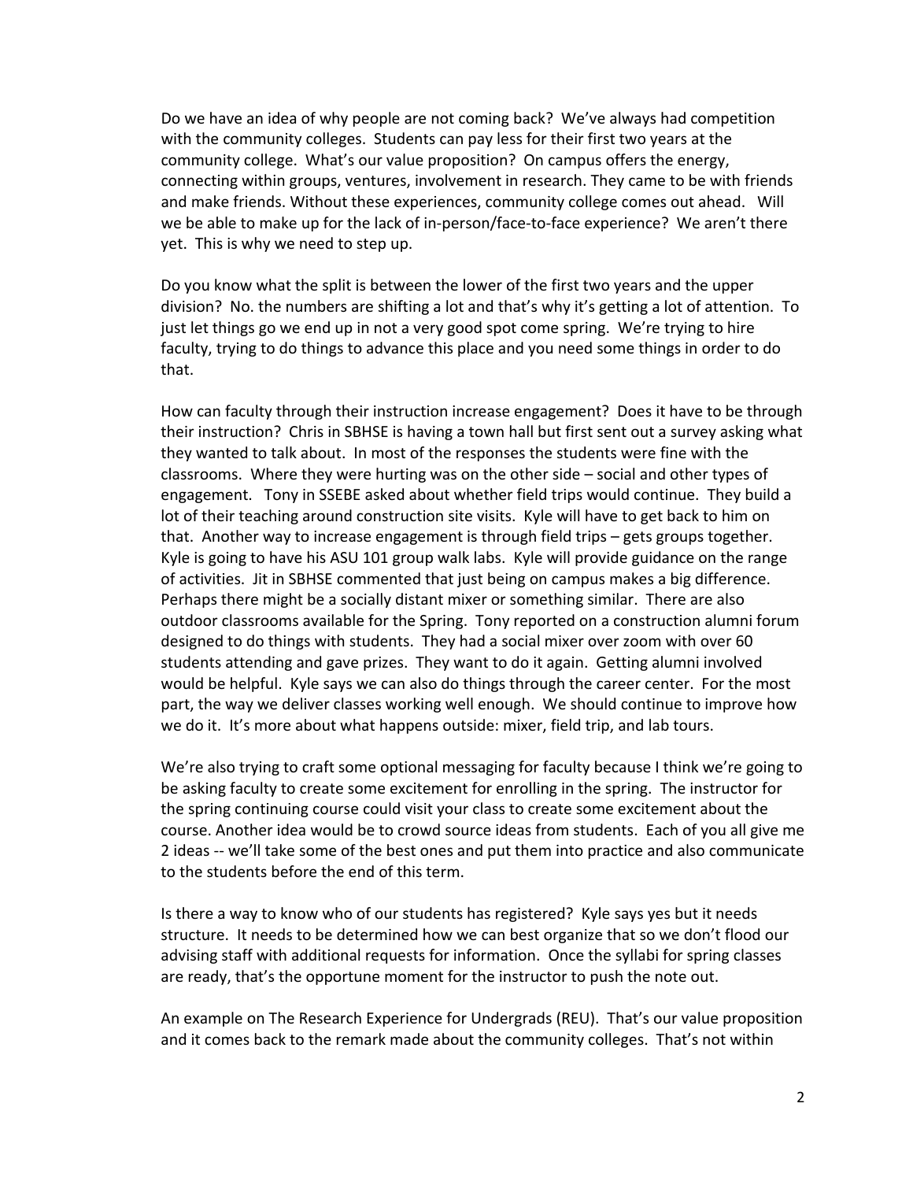Do we have an idea of why people are not coming back? We've always had competition with the community colleges. Students can pay less for their first two years at the community college. What's our value proposition? On campus offers the energy, connecting within groups, ventures, involvement in research. They came to be with friends and make friends. Without these experiences, community college comes out ahead. Will we be able to make up for the lack of in-person/face-to-face experience? We aren't there yet. This is why we need to step up.

Do you know what the split is between the lower of the first two years and the upper division? No. the numbers are shifting a lot and that's why it's getting a lot of attention. To just let things go we end up in not a very good spot come spring. We're trying to hire faculty, trying to do things to advance this place and you need some things in order to do that.

How can faculty through their instruction increase engagement? Does it have to be through their instruction? Chris in SBHSE is having a town hall but first sent out a survey asking what they wanted to talk about. In most of the responses the students were fine with the classrooms. Where they were hurting was on the other side – social and other types of engagement. Tony in SSEBE asked about whether field trips would continue. They build a lot of their teaching around construction site visits. Kyle will have to get back to him on that. Another way to increase engagement is through field trips – gets groups together. Kyle is going to have his ASU 101 group walk labs. Kyle will provide guidance on the range of activities. Jit in SBHSE commented that just being on campus makes a big difference. Perhaps there might be a socially distant mixer or something similar. There are also outdoor classrooms available for the Spring. Tony reported on a construction alumni forum designed to do things with students. They had a social mixer over zoom with over 60 students attending and gave prizes. They want to do it again. Getting alumni involved would be helpful. Kyle says we can also do things through the career center. For the most part, the way we deliver classes working well enough. We should continue to improve how we do it. It's more about what happens outside: mixer, field trip, and lab tours.

We're also trying to craft some optional messaging for faculty because I think we're going to be asking faculty to create some excitement for enrolling in the spring. The instructor for the spring continuing course could visit your class to create some excitement about the course. Another idea would be to crowd source ideas from students. Each of you all give me 2 ideas -- we'll take some of the best ones and put them into practice and also communicate to the students before the end of this term.

Is there a way to know who of our students has registered? Kyle says yes but it needs structure. It needs to be determined how we can best organize that so we don't flood our advising staff with additional requests for information. Once the syllabi for spring classes are ready, that's the opportune moment for the instructor to push the note out.

An example on The Research Experience for Undergrads (REU). That's our value proposition and it comes back to the remark made about the community colleges. That's not within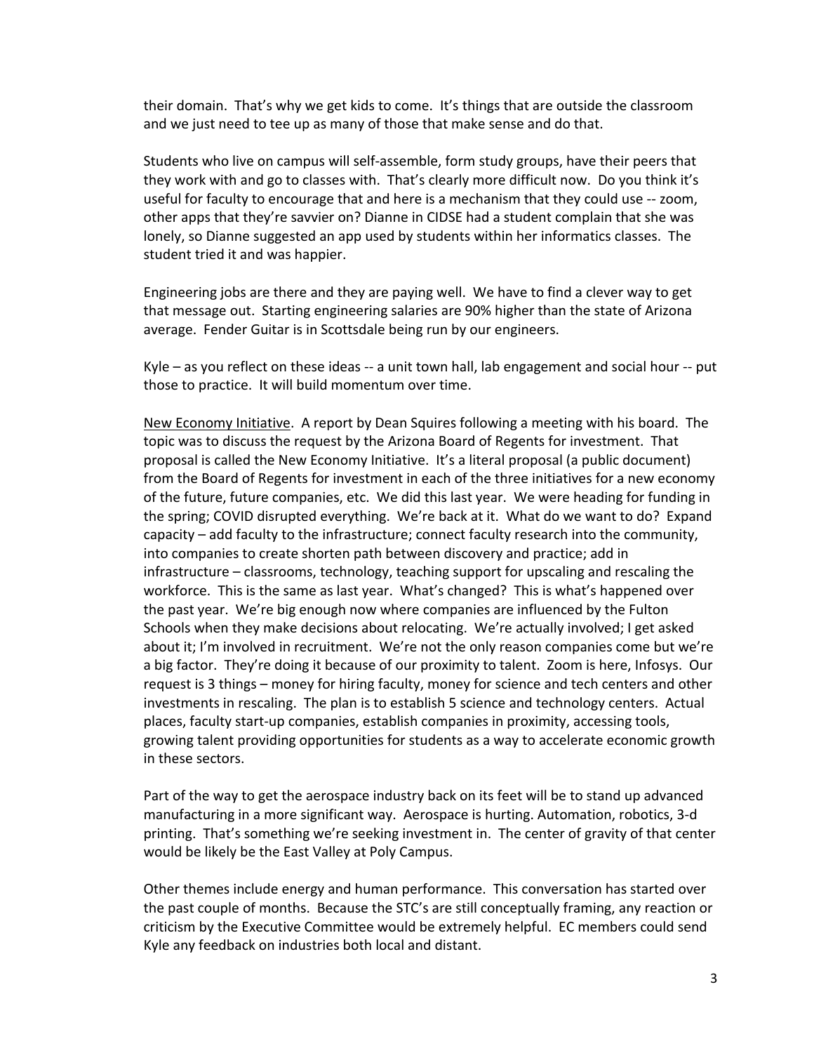their domain. That's why we get kids to come. It's things that are outside the classroom and we just need to tee up as many of those that make sense and do that.

Students who live on campus will self-assemble, form study groups, have their peers that they work with and go to classes with. That's clearly more difficult now. Do you think it's useful for faculty to encourage that and here is a mechanism that they could use -- zoom, other apps that they're savvier on? Dianne in CIDSE had a student complain that she was lonely, so Dianne suggested an app used by students within her informatics classes. The student tried it and was happier.

Engineering jobs are there and they are paying well. We have to find a clever way to get that message out. Starting engineering salaries are 90% higher than the state of Arizona average. Fender Guitar is in Scottsdale being run by our engineers.

Kyle – as you reflect on these ideas -- a unit town hall, lab engagement and social hour -- put those to practice. It will build momentum over time.

<u>New Economy Initiative</u>. A report by Dean Squires following a meeting with his board. The topic was to discuss the request by the Arizona Board of Regents for investment. That proposal is called the New Economy Initiative. It's a literal proposal (a public document) from the Board of Regents for investment in each of the three initiatives for a new economy of the future, future companies, etc. We did this last year. We were heading for funding in the spring; COVID disrupted everything. We're back at it. What do we want to do? Expand capacity – add faculty to the infrastructure; connect faculty research into the community, into companies to create shorten path between discovery and practice; add in infrastructure – classrooms, technology, teaching support for upscaling and rescaling the workforce. This is the same as last year. What's changed? This is what's happened over the past year. We're big enough now where companies are influenced by the Fulton Schools when they make decisions about relocating. We're actually involved; I get asked about it; I'm involved in recruitment. We're not the only reason companies come but we're a big factor. They're doing it because of our proximity to talent. Zoom is here, Infosys. Our request is 3 things – money for hiring faculty, money for science and tech centers and other investments in rescaling. The plan is to establish 5 science and technology centers. Actual places, faculty start-up companies, establish companies in proximity, accessing tools, growing talent providing opportunities for students as a way to accelerate economic growth in these sectors.

Part of the way to get the aerospace industry back on its feet will be to stand up advanced manufacturing in a more significant way. Aerospace is hurting. Automation, robotics, 3-d printing. That's something we're seeking investment in. The center of gravity of that center would be likely be the East Valley at Poly Campus.

Other themes include energy and human performance. This conversation has started over the past couple of months. Because the STC's are still conceptually framing, any reaction or criticism by the Executive Committee would be extremely helpful. EC members could send Kyle any feedback on industries both local and distant.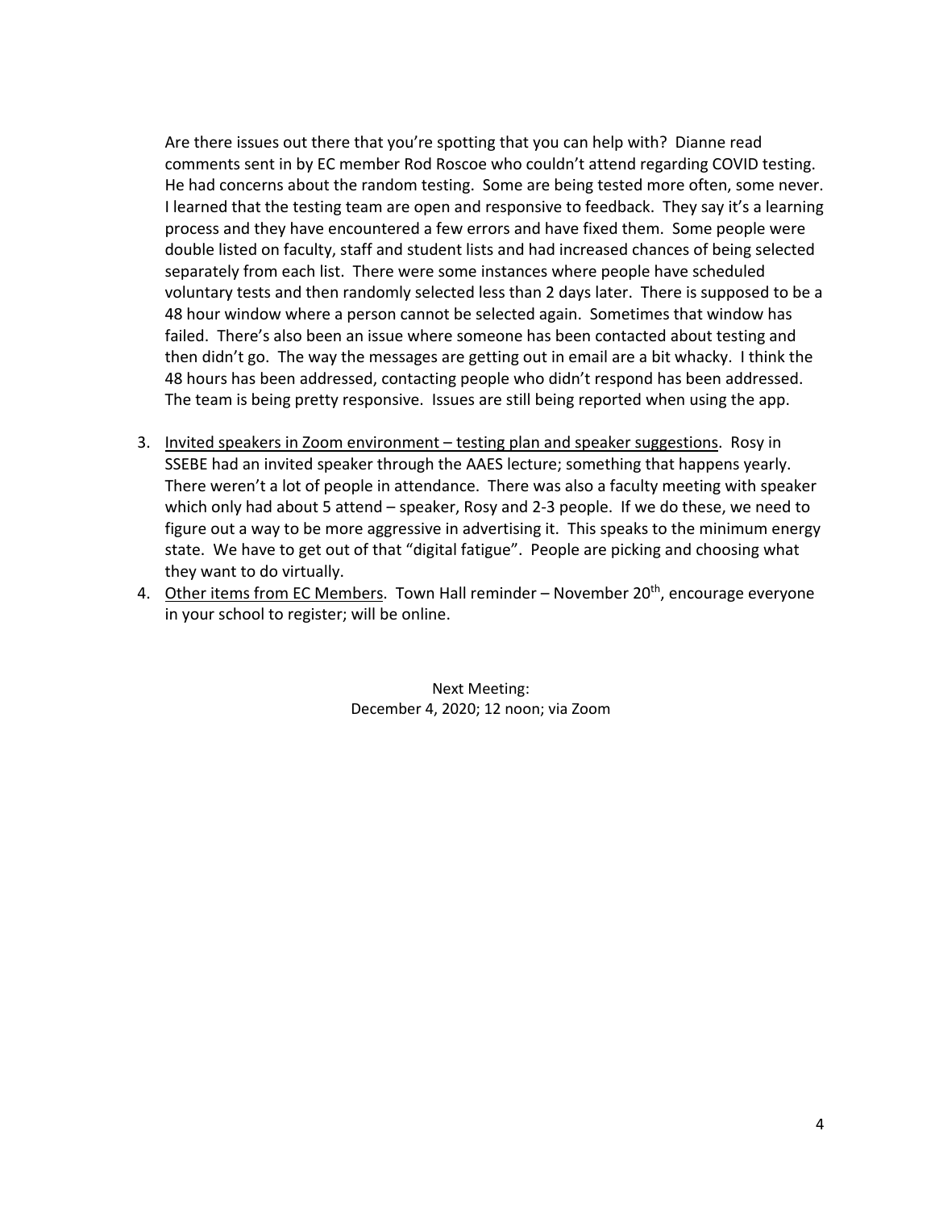Are there issues out there that you're spotting that you can help with? Dianne read comments sent in by EC member Rod Roscoe who couldn't attend regarding COVID testing. He had concerns about the random testing. Some are being tested more often, some never. I learned that the testing team are open and responsive to feedback. They say it's a learning process and they have encountered a few errors and have fixed them. Some people were double listed on faculty, staff and student lists and had increased chances of being selected separately from each list. There were some instances where people have scheduled voluntary tests and then randomly selected less than 2 days later. There is supposed to be a 48 hour window where a person cannot be selected again. Sometimes that window has failed. There's also been an issue where someone has been contacted about testing and then didn't go. The way the messages are getting out in email are a bit whacky. I think the 48 hours has been addressed, contacting people who didn't respond has been addressed. The team is being pretty responsive. Issues are still being reported when using the app.

3. <u>Invited speakers in Zoom environment – testing plan and speaker suggestions</u>. Rosy in SSEBE had an invited speaker through the AAES lecture; something that happens yearly. There weren't a lot of people in attendance. There was also a faculty meeting with speaker which only had about 5 attend – speaker, Rosy and 2-3 people. If we do these, we need to figure out a way to be more aggressive in advertising it. This speaks to the minimum energy state. We have to get out of that "digital fatigue". People are picking and choosing what they want to do virtually.
4. <u>Other items from EC Members</u>. Town Hall reminder – November 20th, encourage everyone in your school to register; will be online.

Next Meeting:
December 4, 2020; 12 noon; via Zoom